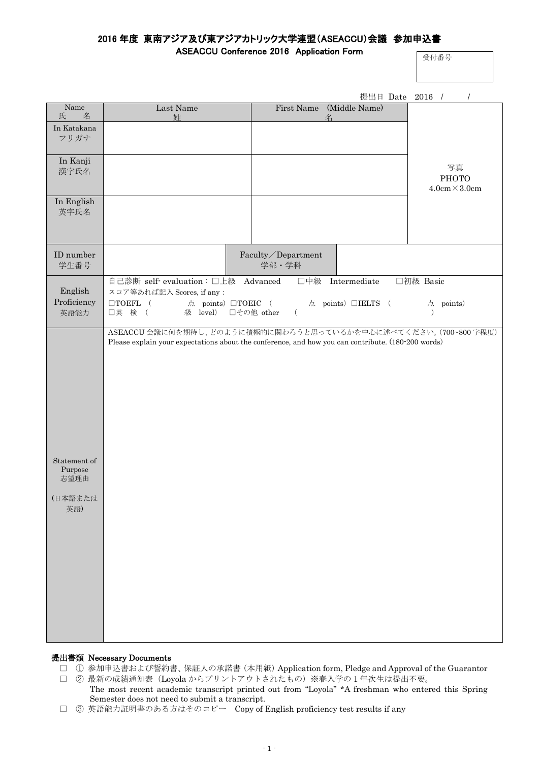# 2016 年度 東南アジア及び東アジアカトリック大学連盟(ASEACCU)会議 参加申込書

## ASEACCU Conference 2016 Application Form

受付番号

提出日 Date 2016 / /

| Name 氏 名 | Last Name 姓 | First Name (Middle Name) 名 | 写真 PHOTO 4.0cm×3.0cm |
|---|---|---|---|
| In Katakana フリガナ | | | |
| In Kanji 漢字氏名 | | | |
| In English 英字氏名 | | | |

| ID number 学生番号 | | Faculty／Department 学部・学科 | |
|---|---|---|---|

| English Proficiency 英語能力 | 自己診断 self- evaluation：□上級 Advanced □中級 Intermediate □初級 Basic<br>スコア等あれば記入 Scores, if any :<br>□TOEFL ( 点 points) □TOEIC ( 点 points) □IELTS ( 点 points)<br>□英 検 ( 級 level) □その他 other ( ) |
|---|---|
| Statement of Purpose 志望理由 (日本語または英語) | ASEACCU 会議に何を期待し、どのように積極的に関わろうと思っているかを中心に述べてください。(700~800 字程度)<br>Please explain your expectations about the conference, and how you can contribute. (180-200 words) |

**提出書類 Necessary Documents**

- □ ① 参加申込書および誓約書、保証人の承諾書（本用紙）Application form, Pledge and Approval of the Guarantor
- □ ② 最新の成績通知表（Loyola からプリントアウトされたもの）※春入学の 1 年次生は提出不要。
  The most recent academic transcript printed out from "Loyola" *A freshman who entered this Spring Semester does not need to submit a transcript.
- □ ③ 英語能力証明書のある方はそのコピー Copy of English proficiency test results if any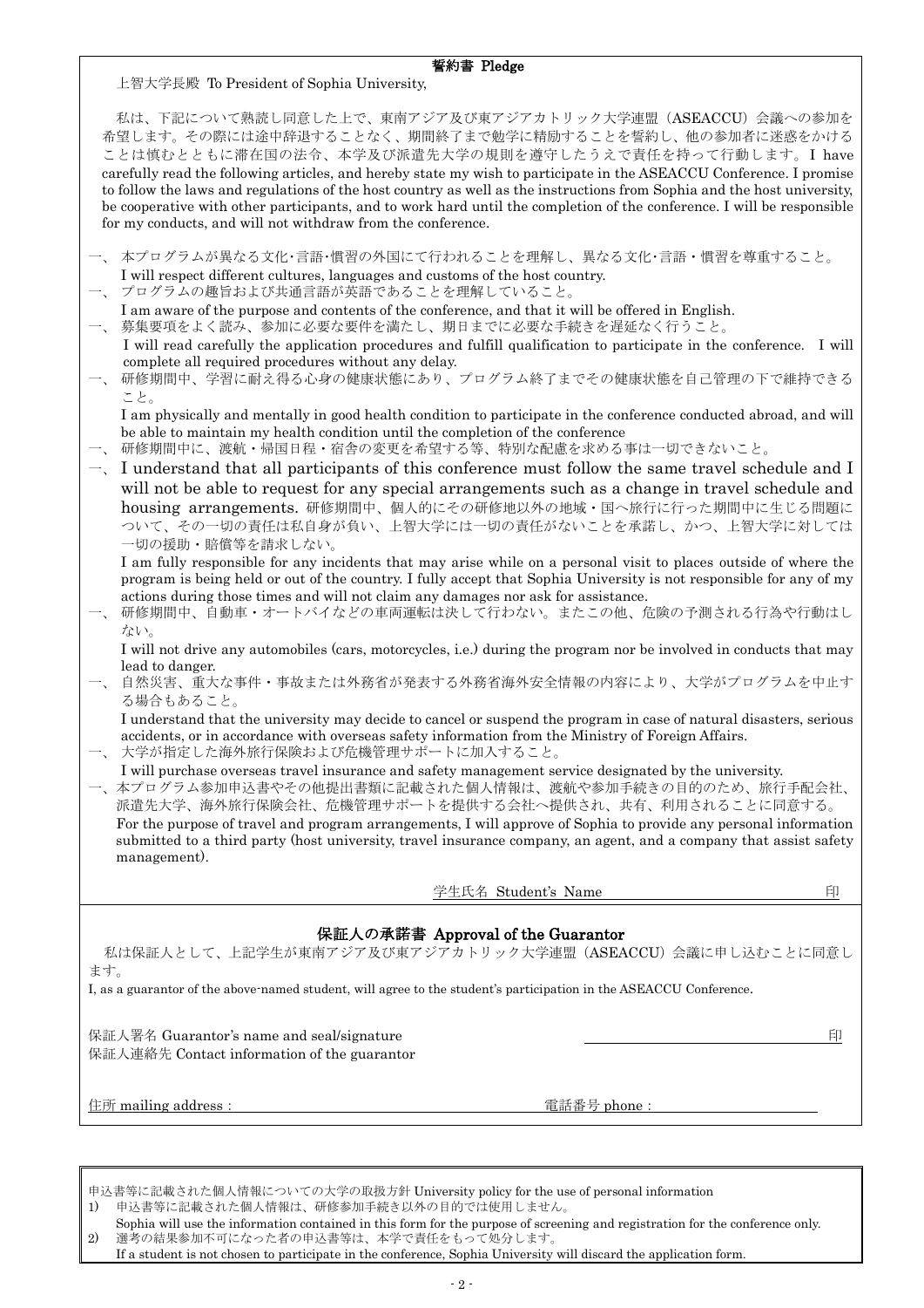## 誓約書 Pledge

上智大学長殿 To President of Sophia University,

私は、下記について熟読し同意した上で、東南アジア及び東アジアカトリック大学連盟（ASEACCU）会議への参加を希望します。その際には途中辞退することなく、期間終了まで勉学に精励することを誓約し、他の参加者に迷惑をかけることは慎むとともに滞在国の法令、本学及び派遣先大学の規則を遵守したうえで責任を持って行動します。I have carefully read the following articles, and hereby state my wish to participate in the ASEACCU Conference. I promise to follow the laws and regulations of the host country as well as the instructions from Sophia and the host university, be cooperative with other participants, and to work hard until the completion of the conference. I will be responsible for my conducts, and will not withdraw from the conference.

一、本プログラムが異なる文化･言語･慣習の外国にて行われることを理解し、異なる文化･言語・慣習を尊重すること。
I will respect different cultures, languages and customs of the host country.

一、プログラムの趣旨および共通言語が英語であることを理解していること。
I am aware of the purpose and contents of the conference, and that it will be offered in English.

一、募集要項をよく読み、参加に必要な要件を満たし、期日までに必要な手続きを遅延なく行うこと。
I will read carefully the application procedures and fulfill qualification to participate in the conference. I will complete all required procedures without any delay.

一、研修期間中、学習に耐え得る心身の健康状態にあり、プログラム終了までその健康状態を自己管理の下で維持できること。
I am physically and mentally in good health condition to participate in the conference conducted abroad, and will be able to maintain my health condition until the completion of the conference

一、研修期間中に、渡航・帰国日程・宿舎の変更を希望する等、特別な配慮を求める事は一切できないこと。

一、I understand that all participants of this conference must follow the same travel schedule and I will not be able to request for any special arrangements such as a change in travel schedule and housing arrangements. 研修期間中、個人的にその研修地以外の地域・国へ旅行に行った期間中に生じる問題について、その一切の責任は私自身が負い、上智大学には一切の責任がないことを承諾し、かつ、上智大学に対しては一切の援助・賠償等を請求しない。
I am fully responsible for any incidents that may arise while on a personal visit to places outside of where the program is being held or out of the country. I fully accept that Sophia University is not responsible for any of my actions during those times and will not claim any damages nor ask for assistance.

一、研修期間中、自動車・オートバイなどの車両運転は決して行わない。またこの他、危険の予測される行為や行動はしない。
I will not drive any automobiles (cars, motorcycles, i.e.) during the program nor be involved in conducts that may lead to danger.

一、自然災害、重大な事件・事故または外務省が発表する外務省海外安全情報の内容により、大学がプログラムを中止する場合もあること。
I understand that the university may decide to cancel or suspend the program in case of natural disasters, serious accidents, or in accordance with overseas safety information from the Ministry of Foreign Affairs.

一、大学が指定した海外旅行保険および危機管理サポートに加入すること。
I will purchase overseas travel insurance and safety management service designated by the university.

一、本プログラム参加申込書やその他提出書類に記載された個人情報は、渡航や参加手続きの目的のため、旅行手配会社、派遣先大学、海外旅行保険会社、危機管理サポートを提供する会社へ提供され、共有、利用されることに同意する。
For the purpose of travel and program arrangements, I will approve of Sophia to provide any personal information submitted to a third party (host university, travel insurance company, an agent, and a company that assist safety management).

学生氏名 Student's Name ＿＿＿＿＿＿＿＿＿＿＿＿＿＿ 印

## 保証人の承諾書 Approval of the Guarantor

私は保証人として、上記学生が東南アジア及び東アジアカトリック大学連盟（ASEACCU）会議に申し込むことに同意します。

I, as a guarantor of the above-named student, will agree to the student's participation in the ASEACCU Conference.

保証人署名 Guarantor's name and seal/signature ＿＿＿＿＿＿＿＿＿＿＿＿＿＿ 印

保証人連絡先 Contact information of the guarantor

住所 mailing address : ＿＿＿＿＿＿＿＿＿＿＿＿＿＿ 電話番号 phone : ＿＿＿＿＿＿＿＿

---

申込書等に記載された個人情報についての大学の取扱方針 University policy for the use of personal information

1) 申込書等に記載された個人情報は、研修参加手続き以外の目的では使用しません。
Sophia will use the information contained in this form for the purpose of screening and registration for the conference only.
2) 選考の結果参加不可になった者の申込書等は、本学で責任をもって処分します。
If a student is not chosen to participate in the conference, Sophia University will discard the application form.